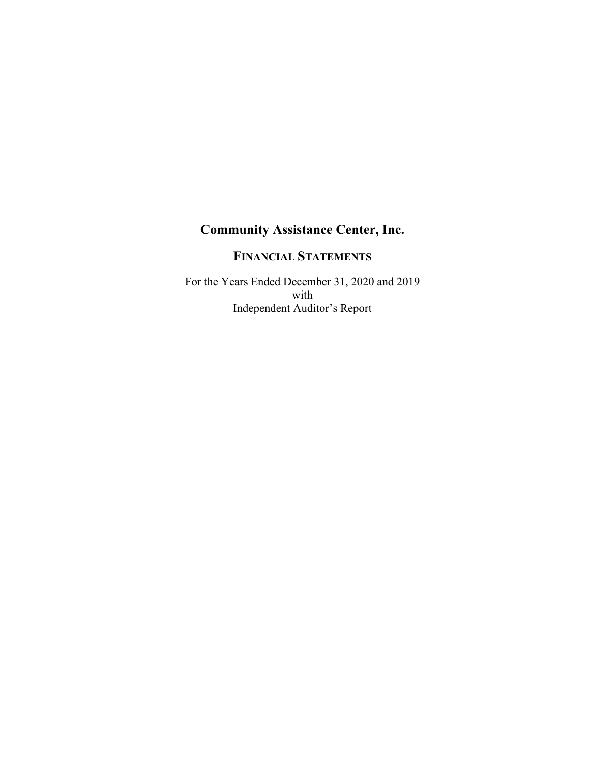# Community Assistance Center, Inc.

## FINANCIAL STATEMENTS

For the Years Ended December 31, 2020 and 2019
with
Independent Auditor's Report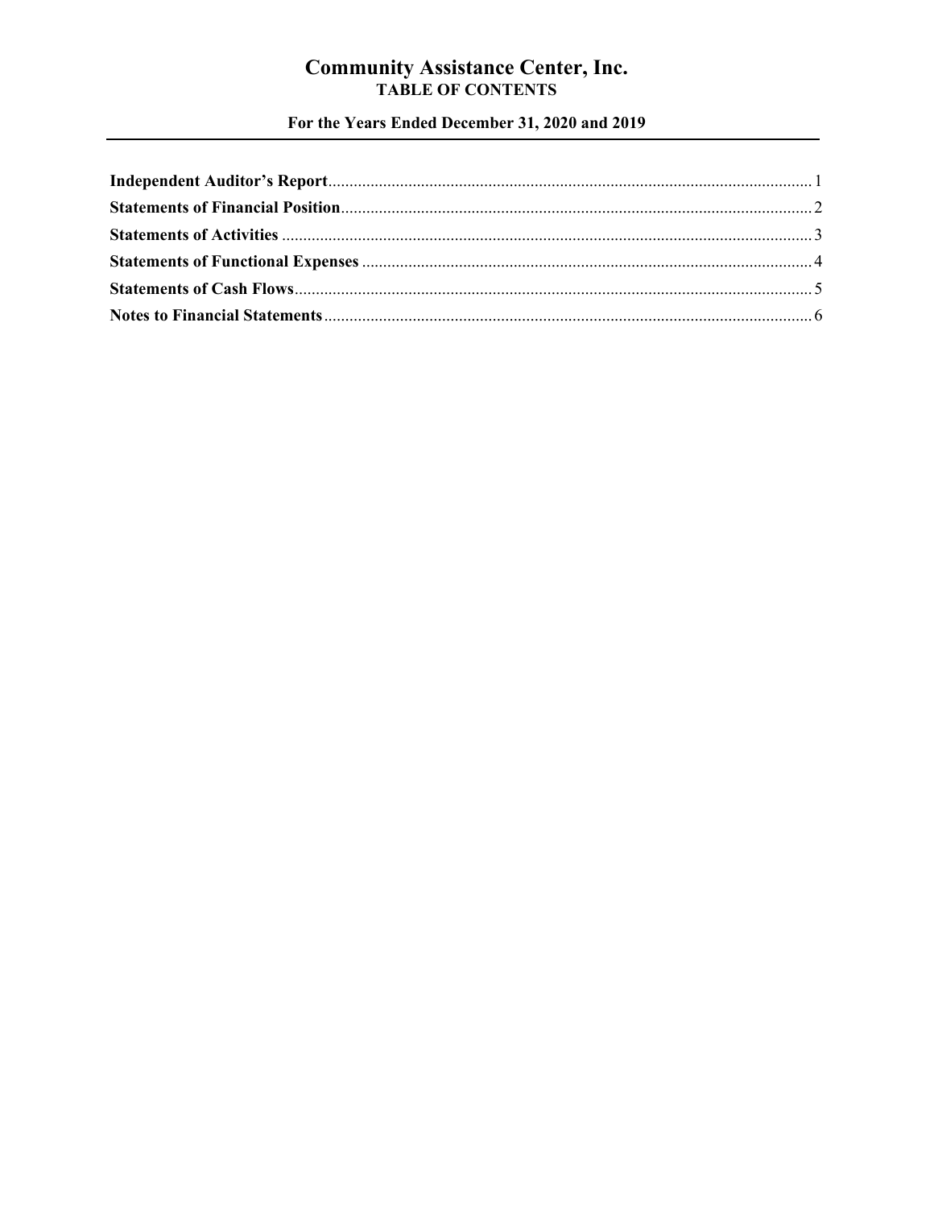# Community Assistance Center, Inc.

## TABLE OF CONTENTS

### For the Years Ended December 31, 2020 and 2019

| | |
|---|---|
| **Independent Auditor's Report** | 1 |
| **Statements of Financial Position** | 2 |
| **Statements of Activities** | 3 |
| **Statements of Functional Expenses** | 4 |
| **Statements of Cash Flows** | 5 |
| **Notes to Financial Statements** | 6 |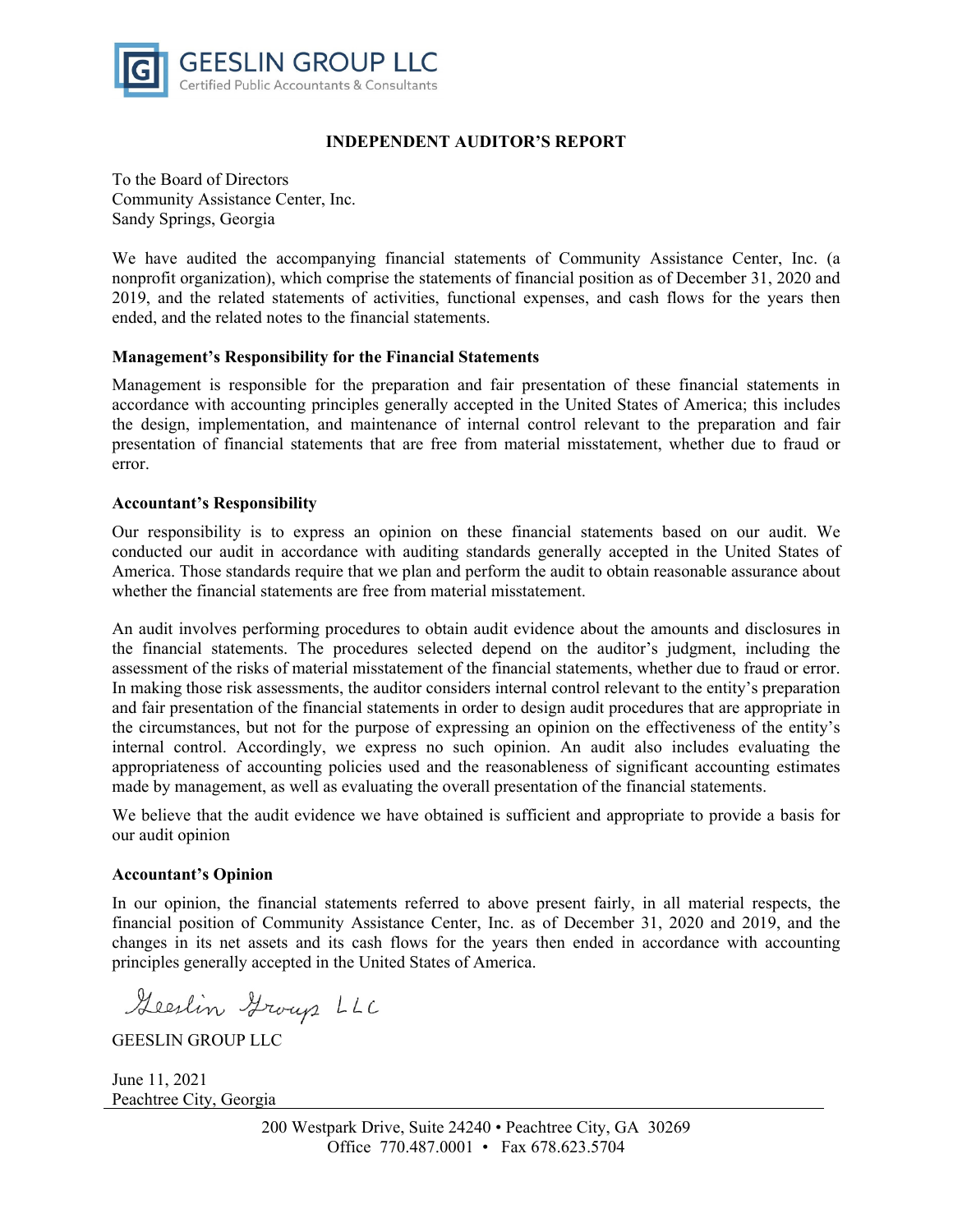GEESLIN GROUP LLC
Certified Public Accountants & Consultants

# INDEPENDENT AUDITOR'S REPORT

To the Board of Directors
Community Assistance Center, Inc.
Sandy Springs, Georgia

We have audited the accompanying financial statements of Community Assistance Center, Inc. (a nonprofit organization), which comprise the statements of financial position as of December 31, 2020 and 2019, and the related statements of activities, functional expenses, and cash flows for the years then ended, and the related notes to the financial statements.

**Management's Responsibility for the Financial Statements**

Management is responsible for the preparation and fair presentation of these financial statements in accordance with accounting principles generally accepted in the United States of America; this includes the design, implementation, and maintenance of internal control relevant to the preparation and fair presentation of financial statements that are free from material misstatement, whether due to fraud or error.

**Accountant's Responsibility**

Our responsibility is to express an opinion on these financial statements based on our audit. We conducted our audit in accordance with auditing standards generally accepted in the United States of America. Those standards require that we plan and perform the audit to obtain reasonable assurance about whether the financial statements are free from material misstatement.

An audit involves performing procedures to obtain audit evidence about the amounts and disclosures in the financial statements. The procedures selected depend on the auditor's judgment, including the assessment of the risks of material misstatement of the financial statements, whether due to fraud or error. In making those risk assessments, the auditor considers internal control relevant to the entity's preparation and fair presentation of the financial statements in order to design audit procedures that are appropriate in the circumstances, but not for the purpose of expressing an opinion on the effectiveness of the entity's internal control. Accordingly, we express no such opinion. An audit also includes evaluating the appropriateness of accounting policies used and the reasonableness of significant accounting estimates made by management, as well as evaluating the overall presentation of the financial statements.

We believe that the audit evidence we have obtained is sufficient and appropriate to provide a basis for our audit opinion

**Accountant's Opinion**

In our opinion, the financial statements referred to above present fairly, in all material respects, the financial position of Community Assistance Center, Inc. as of December 31, 2020 and 2019, and the changes in its net assets and its cash flows for the years then ended in accordance with accounting principles generally accepted in the United States of America.

Geeslin Group LLC

GEESLIN GROUP LLC

June 11, 2021
Peachtree City, Georgia

200 Westpark Drive, Suite 24240 • Peachtree City, GA 30269
Office 770.487.0001 • Fax 678.623.5704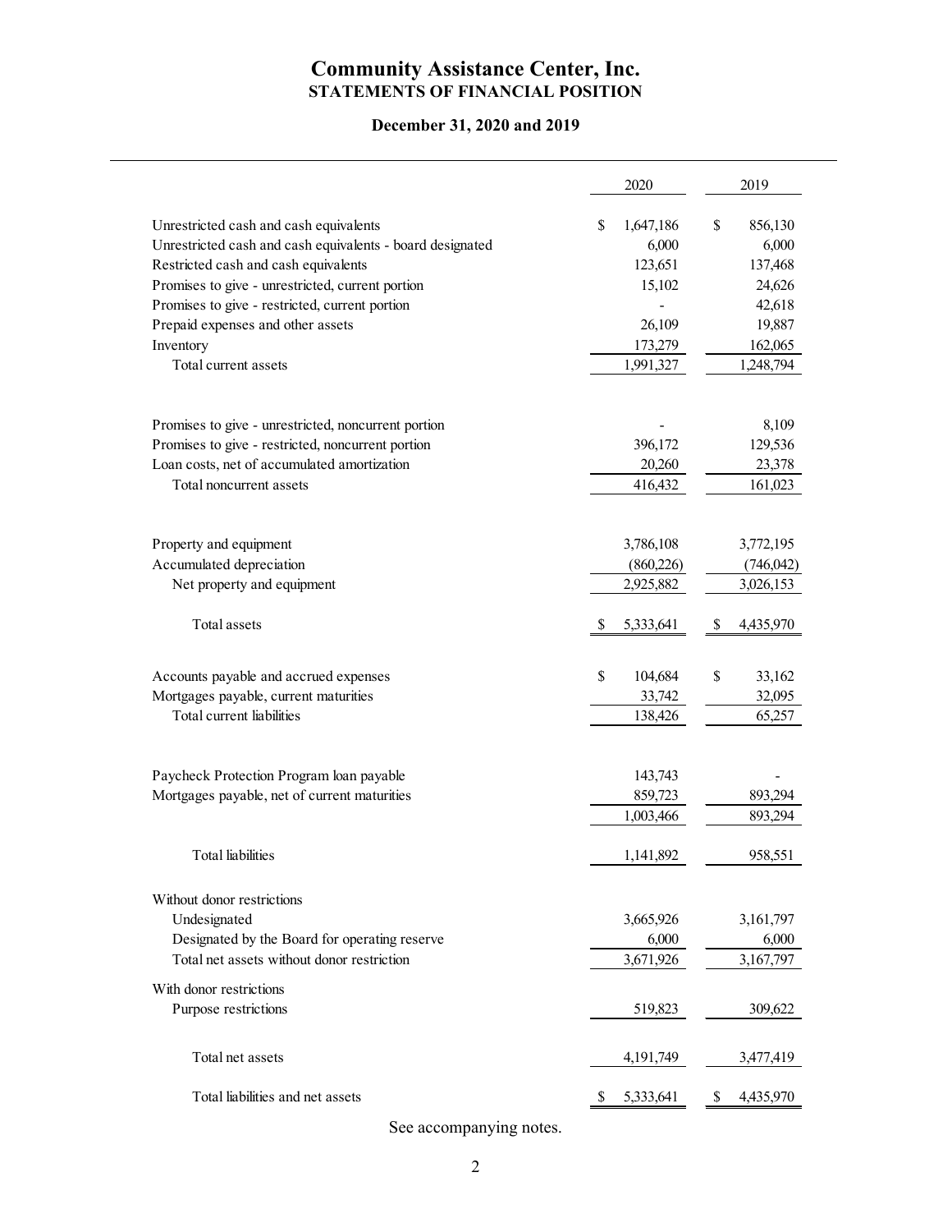# Community Assistance Center, Inc.
## STATEMENTS OF FINANCIAL POSITION

### December 31, 2020 and 2019

| | 2020 | 2019 |
|---|---|---|
| Unrestricted cash and cash equivalents | $ 1,647,186 | $ 856,130 |
| Unrestricted cash and cash equivalents - board designated | 6,000 | 6,000 |
| Restricted cash and cash equivalents | 123,651 | 137,468 |
| Promises to give - unrestricted, current portion | 15,102 | 24,626 |
| Promises to give - restricted, current portion | - | 42,618 |
| Prepaid expenses and other assets | 26,109 | 19,887 |
| Inventory | 173,279 | 162,065 |
| Total current assets | 1,991,327 | 1,248,794 |
| | | |
| Promises to give - unrestricted, noncurrent portion | - | 8,109 |
| Promises to give - restricted, noncurrent portion | 396,172 | 129,536 |
| Loan costs, net of accumulated amortization | 20,260 | 23,378 |
| Total noncurrent assets | 416,432 | 161,023 |
| | | |
| Property and equipment | 3,786,108 | 3,772,195 |
| Accumulated depreciation | (860,226) | (746,042) |
| Net property and equipment | 2,925,882 | 3,026,153 |
| | | |
| Total assets | $ 5,333,641 | $ 4,435,970 |
| | | |
| Accounts payable and accrued expenses | $ 104,684 | $ 33,162 |
| Mortgages payable, current maturities | 33,742 | 32,095 |
| Total current liabilities | 138,426 | 65,257 |
| | | |
| Paycheck Protection Program loan payable | 143,743 | - |
| Mortgages payable, net of current maturities | 859,723 | 893,294 |
| | 1,003,466 | 893,294 |
| | | |
| Total liabilities | 1,141,892 | 958,551 |
| | | |
| Without donor restrictions | | |
| Undesignated | 3,665,926 | 3,161,797 |
| Designated by the Board for operating reserve | 6,000 | 6,000 |
| Total net assets without donor restriction | 3,671,926 | 3,167,797 |
| With donor restrictions | | |
| Purpose restrictions | 519,823 | 309,622 |
| | | |
| Total net assets | 4,191,749 | 3,477,419 |
| | | |
| Total liabilities and net assets | $ 5,333,641 | $ 4,435,970 |

See accompanying notes.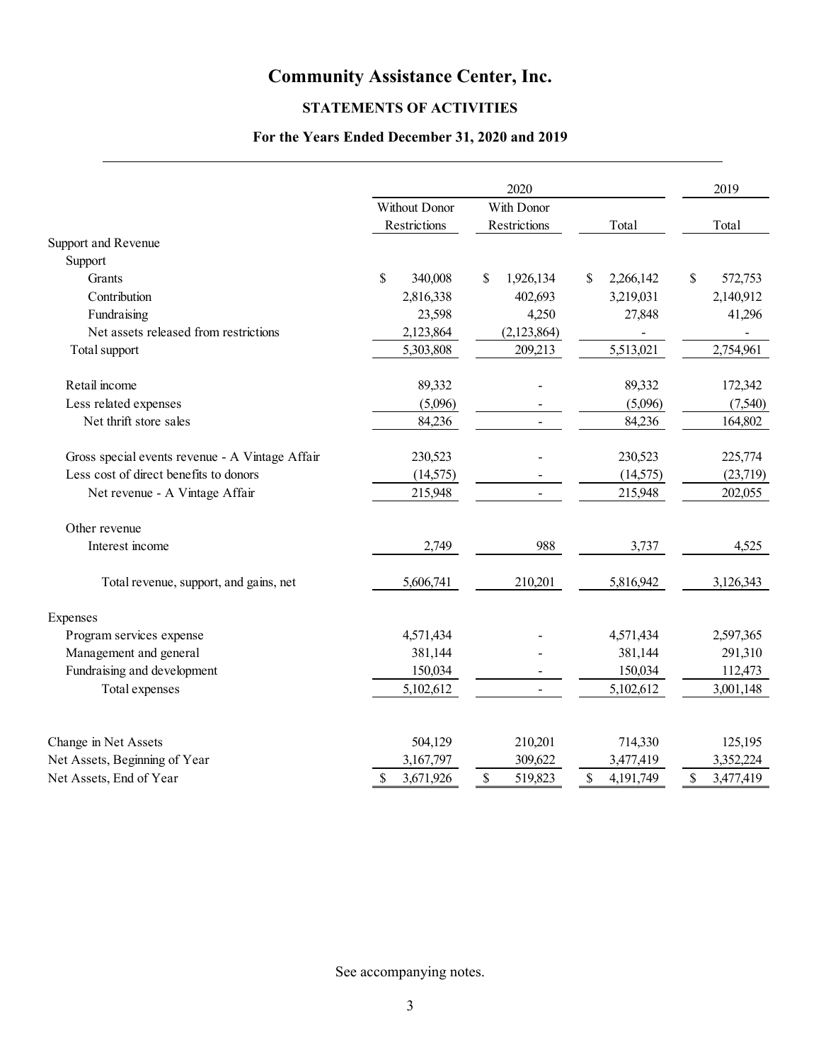# Community Assistance Center, Inc.

## STATEMENTS OF ACTIVITIES

### For the Years Ended December 31, 2020 and 2019

| | 2020 | | | 2019 |
|---|---|---|---|---|
| | Without Donor Restrictions | With Donor Restrictions | Total | Total |
| Support and Revenue | | | | |
| Support | | | | |
| Grants | $ 340,008 | $ 1,926,134 | $ 2,266,142 | $ 572,753 |
| Contribution | 2,816,338 | 402,693 | 3,219,031 | 2,140,912 |
| Fundraising | 23,598 | 4,250 | 27,848 | 41,296 |
| Net assets released from restrictions | 2,123,864 | (2,123,864) | - | - |
| Total support | 5,303,808 | 209,213 | 5,513,021 | 2,754,961 |
| | | | | |
| Retail income | 89,332 | - | 89,332 | 172,342 |
| Less related expenses | (5,096) | - | (5,096) | (7,540) |
| Net thrift store sales | 84,236 | - | 84,236 | 164,802 |
| | | | | |
| Gross special events revenue - A Vintage Affair | 230,523 | - | 230,523 | 225,774 |
| Less cost of direct benefits to donors | (14,575) | - | (14,575) | (23,719) |
| Net revenue - A Vintage Affair | 215,948 | - | 215,948 | 202,055 |
| | | | | |
| Other revenue | | | | |
| Interest income | 2,749 | 988 | 3,737 | 4,525 |
| | | | | |
| Total revenue, support, and gains, net | 5,606,741 | 210,201 | 5,816,942 | 3,126,343 |
| | | | | |
| Expenses | | | | |
| Program services expense | 4,571,434 | - | 4,571,434 | 2,597,365 |
| Management and general | 381,144 | - | 381,144 | 291,310 |
| Fundraising and development | 150,034 | - | 150,034 | 112,473 |
| Total expenses | 5,102,612 | - | 5,102,612 | 3,001,148 |
| | | | | |
| Change in Net Assets | 504,129 | 210,201 | 714,330 | 125,195 |
| Net Assets, Beginning of Year | 3,167,797 | 309,622 | 3,477,419 | 3,352,224 |
| Net Assets, End of Year | $ 3,671,926 | $ 519,823 | $ 4,191,749 | $ 3,477,419 |

See accompanying notes.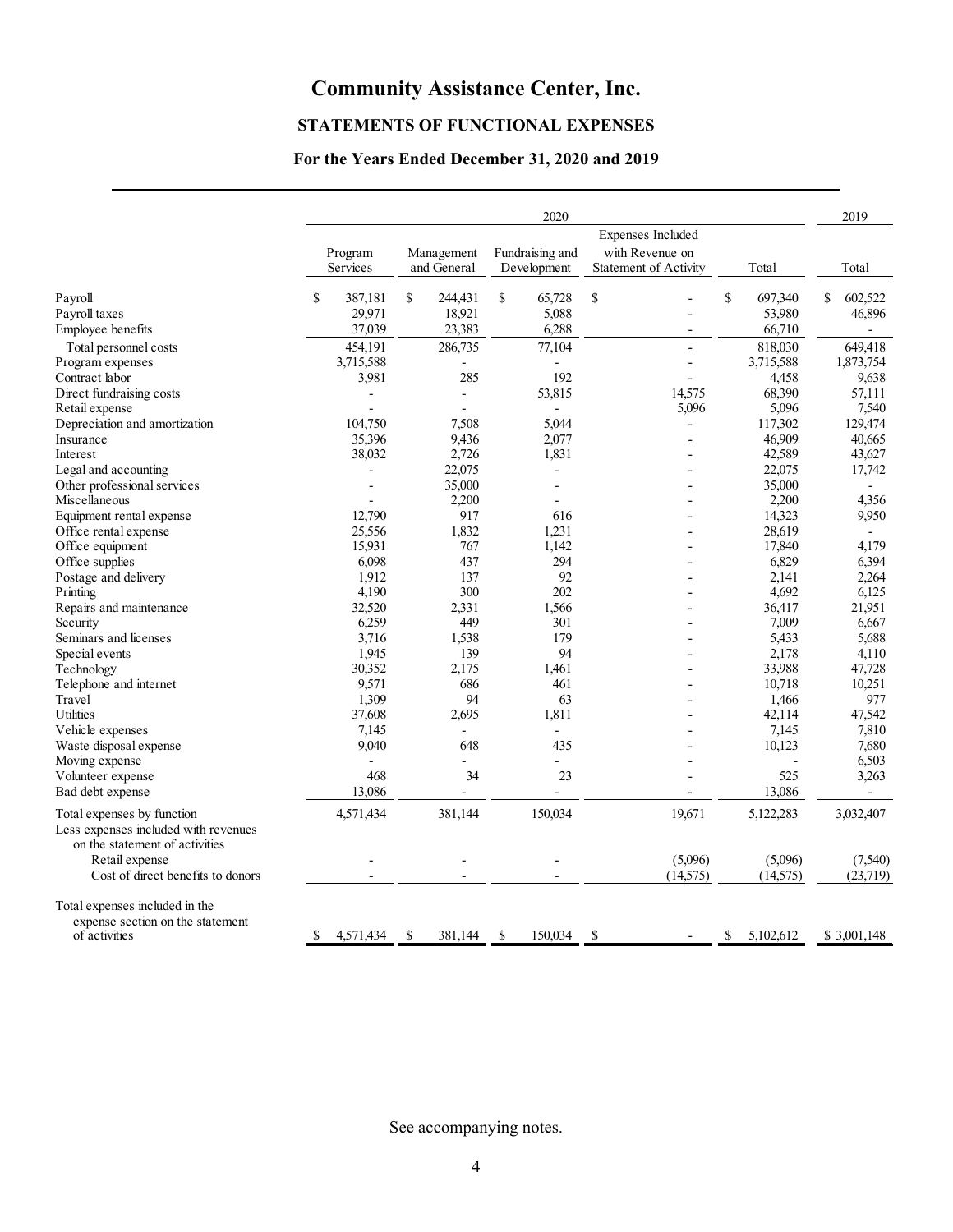# Community Assistance Center, Inc.

## STATEMENTS OF FUNCTIONAL EXPENSES

### For the Years Ended December 31, 2020 and 2019

| | 2020 | | | | | 2019 |
|---|---|---|---|---|---|---|
| | Program Services | Management and General | Fundraising and Development | Expenses Included with Revenue on Statement of Activity | Total | Total |
| Payroll | $ 387,181 | $ 244,431 | $ 65,728 | $ - | $ 697,340 | $ 602,522 |
| Payroll taxes | 29,971 | 18,921 | 5,088 | - | 53,980 | 46,896 |
| Employee benefits | 37,039 | 23,383 | 6,288 | - | 66,710 | - |
| Total personnel costs | 454,191 | 286,735 | 77,104 | - | 818,030 | 649,418 |
| Program expenses | 3,715,588 | - | - | - | 3,715,588 | 1,873,754 |
| Contract labor | 3,981 | 285 | 192 | - | 4,458 | 9,638 |
| Direct fundraising costs | - | - | 53,815 | 14,575 | 68,390 | 57,111 |
| Retail expense | - | - | - | 5,096 | 5,096 | 7,540 |
| Depreciation and amortization | 104,750 | 7,508 | 5,044 | - | 117,302 | 129,474 |
| Insurance | 35,396 | 9,436 | 2,077 | - | 46,909 | 40,665 |
| Interest | 38,032 | 2,726 | 1,831 | - | 42,589 | 43,627 |
| Legal and accounting | - | 22,075 | - | - | 22,075 | 17,742 |
| Other professional services | - | 35,000 | - | - | 35,000 | - |
| Miscellaneous | - | 2,200 | - | - | 2,200 | 4,356 |
| Equipment rental expense | 12,790 | 917 | 616 | - | 14,323 | 9,950 |
| Office rental expense | 25,556 | 1,832 | 1,231 | - | 28,619 | - |
| Office equipment | 15,931 | 767 | 1,142 | - | 17,840 | 4,179 |
| Office supplies | 6,098 | 437 | 294 | - | 6,829 | 6,394 |
| Postage and delivery | 1,912 | 137 | 92 | - | 2,141 | 2,264 |
| Printing | 4,190 | 300 | 202 | - | 4,692 | 6,125 |
| Repairs and maintenance | 32,520 | 2,331 | 1,566 | - | 36,417 | 21,951 |
| Security | 6,259 | 449 | 301 | - | 7,009 | 6,667 |
| Seminars and licenses | 3,716 | 1,538 | 179 | - | 5,433 | 5,688 |
| Special events | 1,945 | 139 | 94 | - | 2,178 | 4,110 |
| Technology | 30,352 | 2,175 | 1,461 | - | 33,988 | 47,728 |
| Telephone and internet | 9,571 | 686 | 461 | - | 10,718 | 10,251 |
| Travel | 1,309 | 94 | 63 | - | 1,466 | 977 |
| Utilities | 37,608 | 2,695 | 1,811 | - | 42,114 | 47,542 |
| Vehicle expenses | 7,145 | - | - | - | 7,145 | 7,810 |
| Waste disposal expense | 9,040 | 648 | 435 | - | 10,123 | 7,680 |
| Moving expense | - | - | - | - | - | 6,503 |
| Volunteer expense | 468 | 34 | 23 | - | 525 | 3,263 |
| Bad debt expense | 13,086 | - | - | - | 13,086 | - |
| Total expenses by function | 4,571,434 | 381,144 | 150,034 | 19,671 | 5,122,283 | 3,032,407 |
| Less expenses included with revenues on the statement of activities | | | | | | |
| Retail expense | - | - | - | (5,096) | (5,096) | (7,540) |
| Cost of direct benefits to donors | - | - | - | (14,575) | (14,575) | (23,719) |
| Total expenses included in the expense section on the statement of activities | $ 4,571,434 | $ 381,144 | $ 150,034 | $ - | $ 5,102,612 | $ 3,001,148 |

See accompanying notes.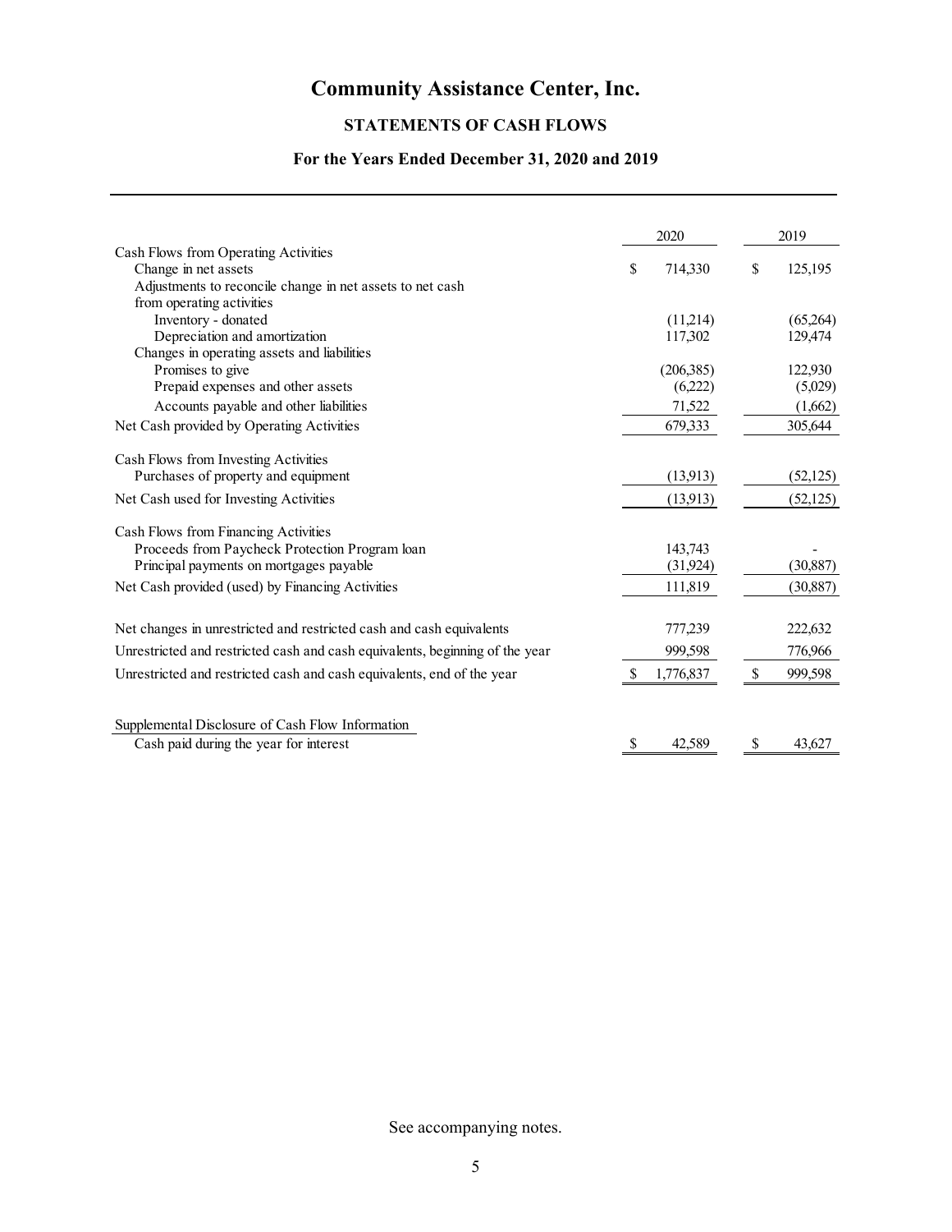# Community Assistance Center, Inc.

## STATEMENTS OF CASH FLOWS

### For the Years Ended December 31, 2020 and 2019

| | 2020 | 2019 |
|---|---|---|
| Cash Flows from Operating Activities | | |
| Change in net assets | $ 714,330 | $ 125,195 |
| Adjustments to reconcile change in net assets to net cash from operating activities | | |
| Inventory - donated | (11,214) | (65,264) |
| Depreciation and amortization | 117,302 | 129,474 |
| Changes in operating assets and liabilities | | |
| Promises to give | (206,385) | 122,930 |
| Prepaid expenses and other assets | (6,222) | (5,029) |
| Accounts payable and other liabilities | 71,522 | (1,662) |
| Net Cash provided by Operating Activities | 679,333 | 305,644 |
| Cash Flows from Investing Activities | | |
| Purchases of property and equipment | (13,913) | (52,125) |
| Net Cash used for Investing Activities | (13,913) | (52,125) |
| Cash Flows from Financing Activities | | |
| Proceeds from Paycheck Protection Program loan | 143,743 | - |
| Principal payments on mortgages payable | (31,924) | (30,887) |
| Net Cash provided (used) by Financing Activities | 111,819 | (30,887) |
| Net changes in unrestricted and restricted cash and cash equivalents | 777,239 | 222,632 |
| Unrestricted and restricted cash and cash equivalents, beginning of the year | 999,598 | 776,966 |
| Unrestricted and restricted cash and cash equivalents, end of the year | $ 1,776,837 | $ 999,598 |
| Supplemental Disclosure of Cash Flow Information | | |
| Cash paid during the year for interest | $ 42,589 | $ 43,627 |

See accompanying notes.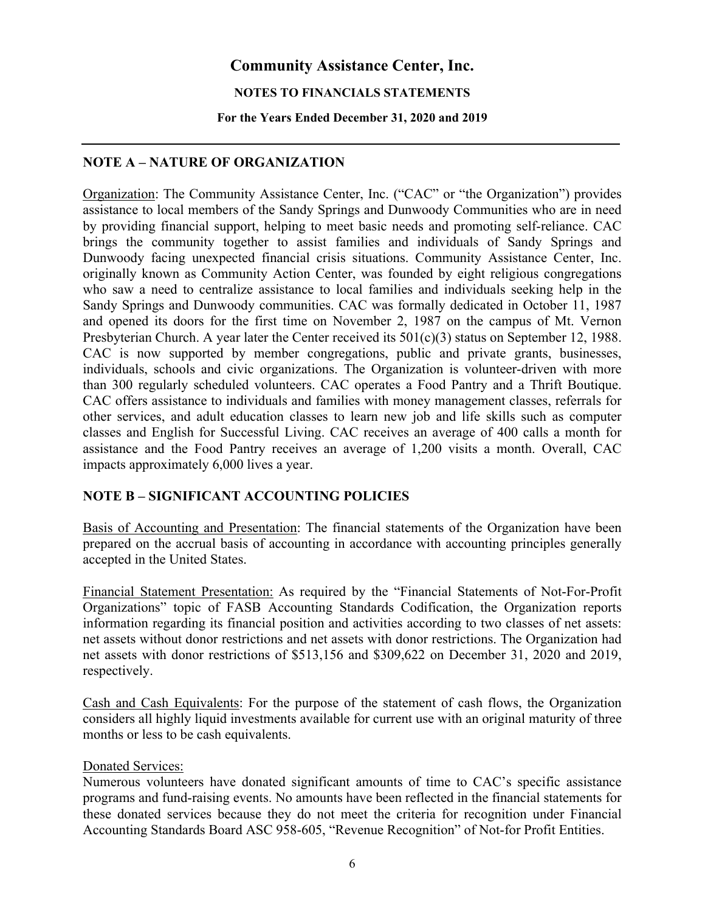# Community Assistance Center, Inc.

**NOTES TO FINANCIALS STATEMENTS**

**For the Years Ended December 31, 2020 and 2019**

## NOTE A – NATURE OF ORGANIZATION

Organization: The Community Assistance Center, Inc. ("CAC" or "the Organization") provides assistance to local members of the Sandy Springs and Dunwoody Communities who are in need by providing financial support, helping to meet basic needs and promoting self-reliance. CAC brings the community together to assist families and individuals of Sandy Springs and Dunwoody facing unexpected financial crisis situations. Community Assistance Center, Inc. originally known as Community Action Center, was founded by eight religious congregations who saw a need to centralize assistance to local families and individuals seeking help in the Sandy Springs and Dunwoody communities. CAC was formally dedicated in October 11, 1987 and opened its doors for the first time on November 2, 1987 on the campus of Mt. Vernon Presbyterian Church. A year later the Center received its 501(c)(3) status on September 12, 1988. CAC is now supported by member congregations, public and private grants, businesses, individuals, schools and civic organizations. The Organization is volunteer-driven with more than 300 regularly scheduled volunteers. CAC operates a Food Pantry and a Thrift Boutique. CAC offers assistance to individuals and families with money management classes, referrals for other services, and adult education classes to learn new job and life skills such as computer classes and English for Successful Living. CAC receives an average of 400 calls a month for assistance and the Food Pantry receives an average of 1,200 visits a month. Overall, CAC impacts approximately 6,000 lives a year.

## NOTE B – SIGNIFICANT ACCOUNTING POLICIES

Basis of Accounting and Presentation: The financial statements of the Organization have been prepared on the accrual basis of accounting in accordance with accounting principles generally accepted in the United States.

Financial Statement Presentation: As required by the "Financial Statements of Not-For-Profit Organizations" topic of FASB Accounting Standards Codification, the Organization reports information regarding its financial position and activities according to two classes of net assets: net assets without donor restrictions and net assets with donor restrictions. The Organization had net assets with donor restrictions of $513,156 and $309,622 on December 31, 2020 and 2019, respectively.

Cash and Cash Equivalents: For the purpose of the statement of cash flows, the Organization considers all highly liquid investments available for current use with an original maturity of three months or less to be cash equivalents.

Donated Services:

Numerous volunteers have donated significant amounts of time to CAC's specific assistance programs and fund-raising events. No amounts have been reflected in the financial statements for these donated services because they do not meet the criteria for recognition under Financial Accounting Standards Board ASC 958-605, "Revenue Recognition" of Not-for Profit Entities.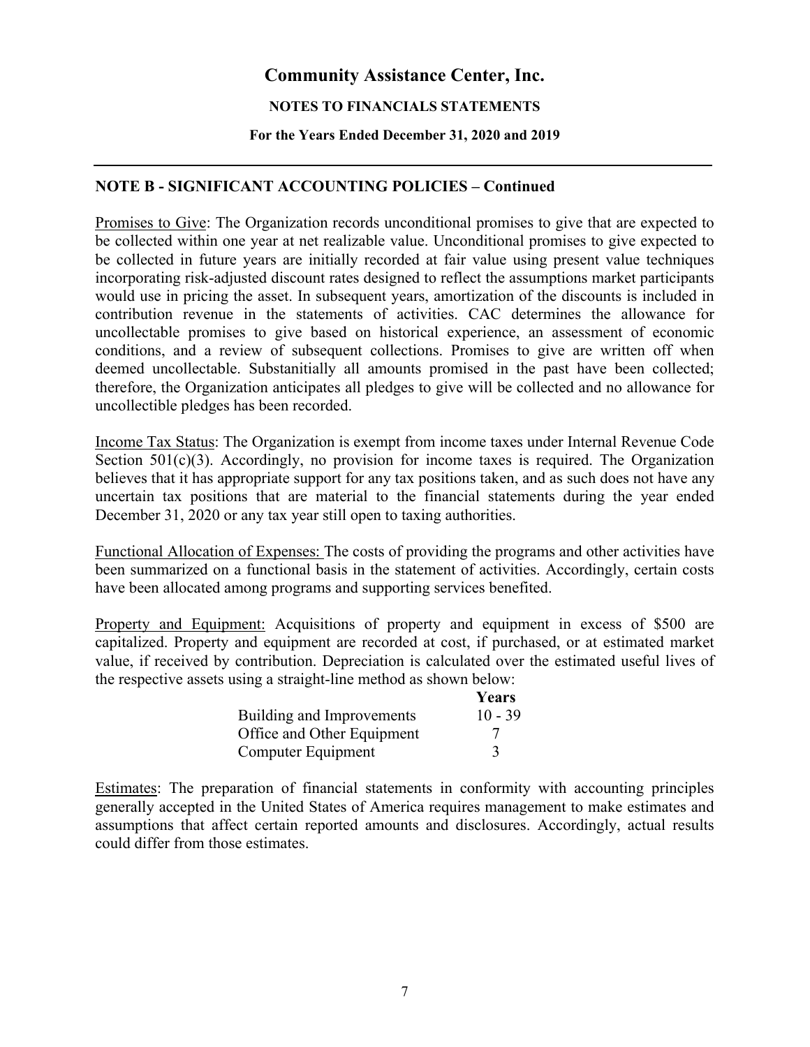# Community Assistance Center, Inc.

**NOTES TO FINANCIALS STATEMENTS**

**For the Years Ended December 31, 2020 and 2019**

## NOTE B - SIGNIFICANT ACCOUNTING POLICIES – Continued

Promises to Give: The Organization records unconditional promises to give that are expected to be collected within one year at net realizable value. Unconditional promises to give expected to be collected in future years are initially recorded at fair value using present value techniques incorporating risk-adjusted discount rates designed to reflect the assumptions market participants would use in pricing the asset. In subsequent years, amortization of the discounts is included in contribution revenue in the statements of activities. CAC determines the allowance for uncollectable promises to give based on historical experience, an assessment of economic conditions, and a review of subsequent collections. Promises to give are written off when deemed uncollectable. Substanitially all amounts promised in the past have been collected; therefore, the Organization anticipates all pledges to give will be collected and no allowance for uncollectible pledges has been recorded.

Income Tax Status: The Organization is exempt from income taxes under Internal Revenue Code Section 501(c)(3). Accordingly, no provision for income taxes is required. The Organization believes that it has appropriate support for any tax positions taken, and as such does not have any uncertain tax positions that are material to the financial statements during the year ended December 31, 2020 or any tax year still open to taxing authorities.

Functional Allocation of Expenses: The costs of providing the programs and other activities have been summarized on a functional basis in the statement of activities. Accordingly, certain costs have been allocated among programs and supporting services benefited.

Property and Equipment: Acquisitions of property and equipment in excess of $500 are capitalized. Property and equipment are recorded at cost, if purchased, or at estimated market value, if received by contribution. Depreciation is calculated over the estimated useful lives of the respective assets using a straight-line method as shown below:

| | Years |
|---|---|
| Building and Improvements | 10 - 39 |
| Office and Other Equipment | 7 |
| Computer Equipment | 3 |

Estimates: The preparation of financial statements in conformity with accounting principles generally accepted in the United States of America requires management to make estimates and assumptions that affect certain reported amounts and disclosures. Accordingly, actual results could differ from those estimates.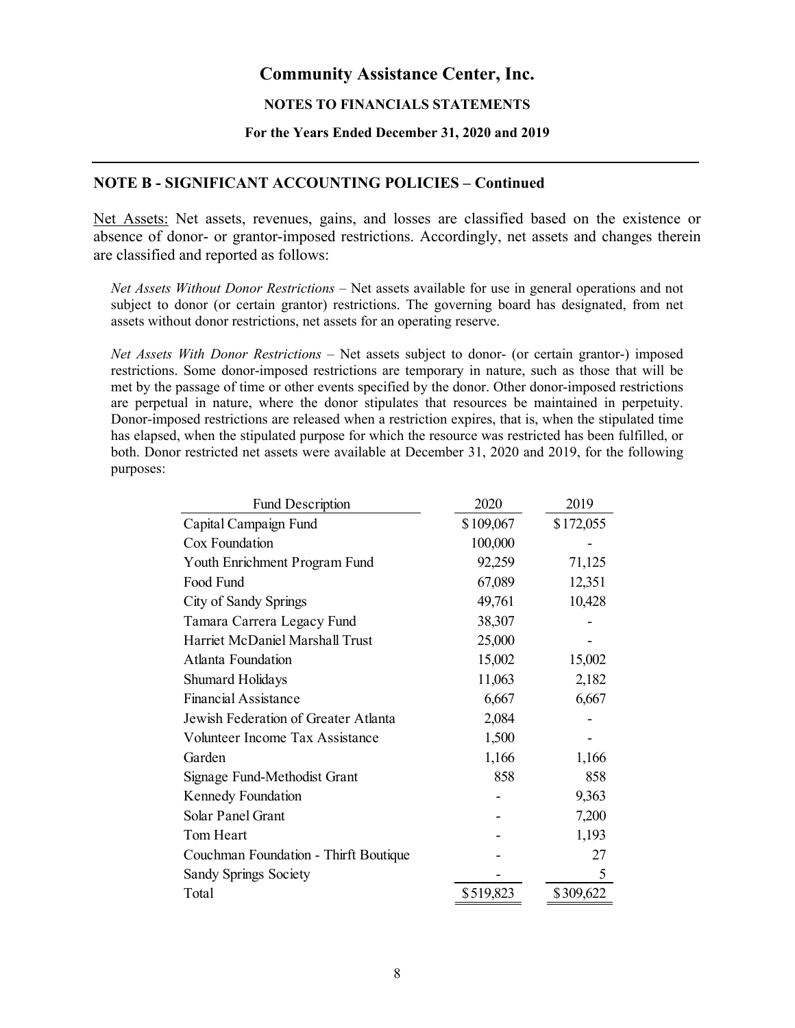# Community Assistance Center, Inc.

**NOTES TO FINANCIALS STATEMENTS**

**For the Years Ended December 31, 2020 and 2019**

## NOTE B - SIGNIFICANT ACCOUNTING POLICIES – Continued

Net Assets: Net assets, revenues, gains, and losses are classified based on the existence or absence of donor- or grantor-imposed restrictions. Accordingly, net assets and changes therein are classified and reported as follows:

*Net Assets Without Donor Restrictions* – Net assets available for use in general operations and not subject to donor (or certain grantor) restrictions. The governing board has designated, from net assets without donor restrictions, net assets for an operating reserve.

*Net Assets With Donor Restrictions* – Net assets subject to donor- (or certain grantor-) imposed restrictions. Some donor-imposed restrictions are temporary in nature, such as those that will be met by the passage of time or other events specified by the donor. Other donor-imposed restrictions are perpetual in nature, where the donor stipulates that resources be maintained in perpetuity. Donor-imposed restrictions are released when a restriction expires, that is, when the stipulated time has elapsed, when the stipulated purpose for which the resource was restricted has been fulfilled, or both. Donor restricted net assets were available at December 31, 2020 and 2019, for the following purposes:

| Fund Description | 2020 | 2019 |
|---|---|---|
| Capital Campaign Fund | $109,067 | $172,055 |
| Cox Foundation | 100,000 | - |
| Youth Enrichment Program Fund | 92,259 | 71,125 |
| Food Fund | 67,089 | 12,351 |
| City of Sandy Springs | 49,761 | 10,428 |
| Tamara Carrera Legacy Fund | 38,307 | - |
| Harriet McDaniel Marshall Trust | 25,000 | - |
| Atlanta Foundation | 15,002 | 15,002 |
| Shumard Holidays | 11,063 | 2,182 |
| Financial Assistance | 6,667 | 6,667 |
| Jewish Federation of Greater Atlanta | 2,084 | - |
| Volunteer Income Tax Assistance | 1,500 | - |
| Garden | 1,166 | 1,166 |
| Signage Fund-Methodist Grant | 858 | 858 |
| Kennedy Foundation | - | 9,363 |
| Solar Panel Grant | - | 7,200 |
| Tom Heart | - | 1,193 |
| Couchman Foundation - Thirft Boutique | - | 27 |
| Sandy Springs Society | - | 5 |
| Total | $519,823 | $309,622 |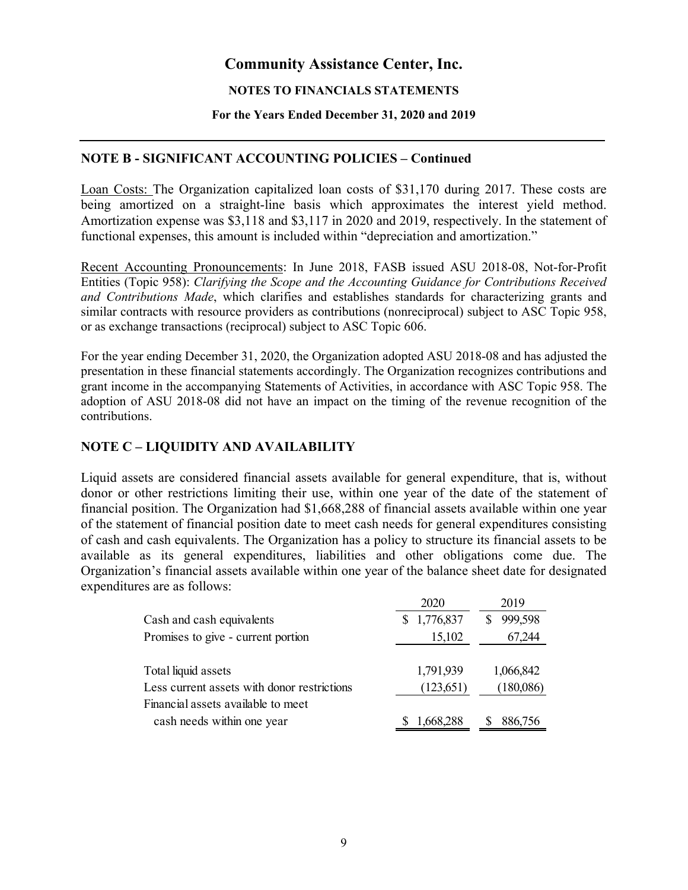# Community Assistance Center, Inc.

**NOTES TO FINANCIALS STATEMENTS**

**For the Years Ended December 31, 2020 and 2019**

## NOTE B - SIGNIFICANT ACCOUNTING POLICIES – Continued

Loan Costs: The Organization capitalized loan costs of $31,170 during 2017. These costs are being amortized on a straight-line basis which approximates the interest yield method. Amortization expense was $3,118 and $3,117 in 2020 and 2019, respectively. In the statement of functional expenses, this amount is included within "depreciation and amortization."

Recent Accounting Pronouncements: In June 2018, FASB issued ASU 2018-08, Not-for-Profit Entities (Topic 958): *Clarifying the Scope and the Accounting Guidance for Contributions Received and Contributions Made*, which clarifies and establishes standards for characterizing grants and similar contracts with resource providers as contributions (nonreciprocal) subject to ASC Topic 958, or as exchange transactions (reciprocal) subject to ASC Topic 606.

For the year ending December 31, 2020, the Organization adopted ASU 2018-08 and has adjusted the presentation in these financial statements accordingly. The Organization recognizes contributions and grant income in the accompanying Statements of Activities, in accordance with ASC Topic 958. The adoption of ASU 2018-08 did not have an impact on the timing of the revenue recognition of the contributions.

## NOTE C – LIQUIDITY AND AVAILABILITY

Liquid assets are considered financial assets available for general expenditure, that is, without donor or other restrictions limiting their use, within one year of the date of the statement of financial position. The Organization had $1,668,288 of financial assets available within one year of the statement of financial position date to meet cash needs for general expenditures consisting of cash and cash equivalents. The Organization has a policy to structure its financial assets to be available as its general expenditures, liabilities and other obligations come due. The Organization's financial assets available within one year of the balance sheet date for designated expenditures are as follows:

| | 2020 | 2019 |
|---|---|---|
| Cash and cash equivalents | $ 1,776,837 | $ 999,598 |
| Promises to give - current portion | 15,102 | 67,244 |
| Total liquid assets | 1,791,939 | 1,066,842 |
| Less current assets with donor restrictions | (123,651) | (180,086) |
| Financial assets available to meet cash needs within one year | $ 1,668,288 | $ 886,756 |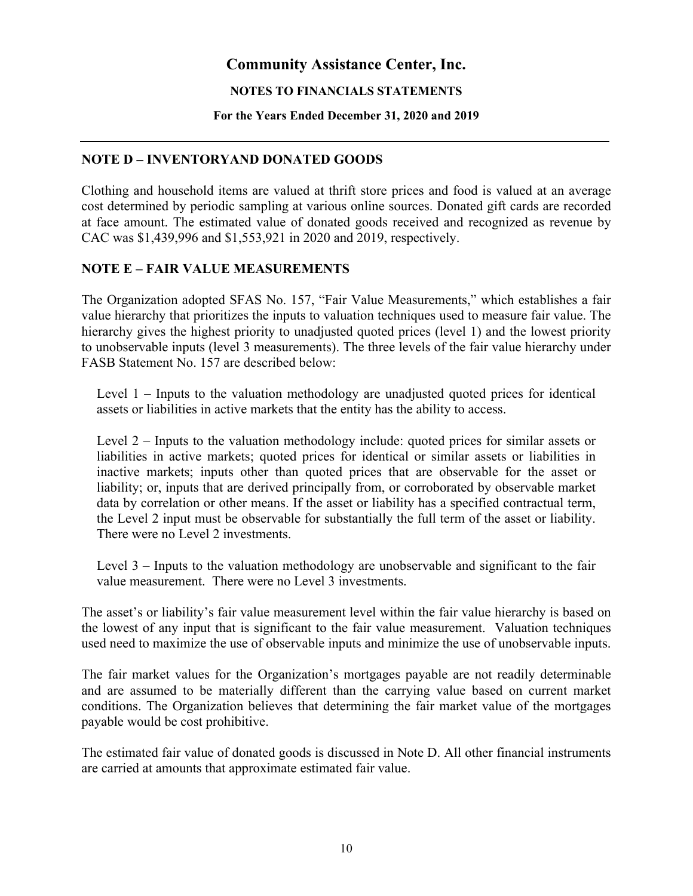# Community Assistance Center, Inc.

**NOTES TO FINANCIALS STATEMENTS**

**For the Years Ended December 31, 2020 and 2019**

## NOTE D – INVENTORYAND DONATED GOODS

Clothing and household items are valued at thrift store prices and food is valued at an average cost determined by periodic sampling at various online sources. Donated gift cards are recorded at face amount. The estimated value of donated goods received and recognized as revenue by CAC was $1,439,996 and $1,553,921 in 2020 and 2019, respectively.

## NOTE E – FAIR VALUE MEASUREMENTS

The Organization adopted SFAS No. 157, "Fair Value Measurements," which establishes a fair value hierarchy that prioritizes the inputs to valuation techniques used to measure fair value. The hierarchy gives the highest priority to unadjusted quoted prices (level 1) and the lowest priority to unobservable inputs (level 3 measurements). The three levels of the fair value hierarchy under FASB Statement No. 157 are described below:

Level 1 – Inputs to the valuation methodology are unadjusted quoted prices for identical assets or liabilities in active markets that the entity has the ability to access.

Level 2 – Inputs to the valuation methodology include: quoted prices for similar assets or liabilities in active markets; quoted prices for identical or similar assets or liabilities in inactive markets; inputs other than quoted prices that are observable for the asset or liability; or, inputs that are derived principally from, or corroborated by observable market data by correlation or other means. If the asset or liability has a specified contractual term, the Level 2 input must be observable for substantially the full term of the asset or liability. There were no Level 2 investments.

Level 3 – Inputs to the valuation methodology are unobservable and significant to the fair value measurement. There were no Level 3 investments.

The asset's or liability's fair value measurement level within the fair value hierarchy is based on the lowest of any input that is significant to the fair value measurement. Valuation techniques used need to maximize the use of observable inputs and minimize the use of unobservable inputs.

The fair market values for the Organization's mortgages payable are not readily determinable and are assumed to be materially different than the carrying value based on current market conditions. The Organization believes that determining the fair market value of the mortgages payable would be cost prohibitive.

The estimated fair value of donated goods is discussed in Note D. All other financial instruments are carried at amounts that approximate estimated fair value.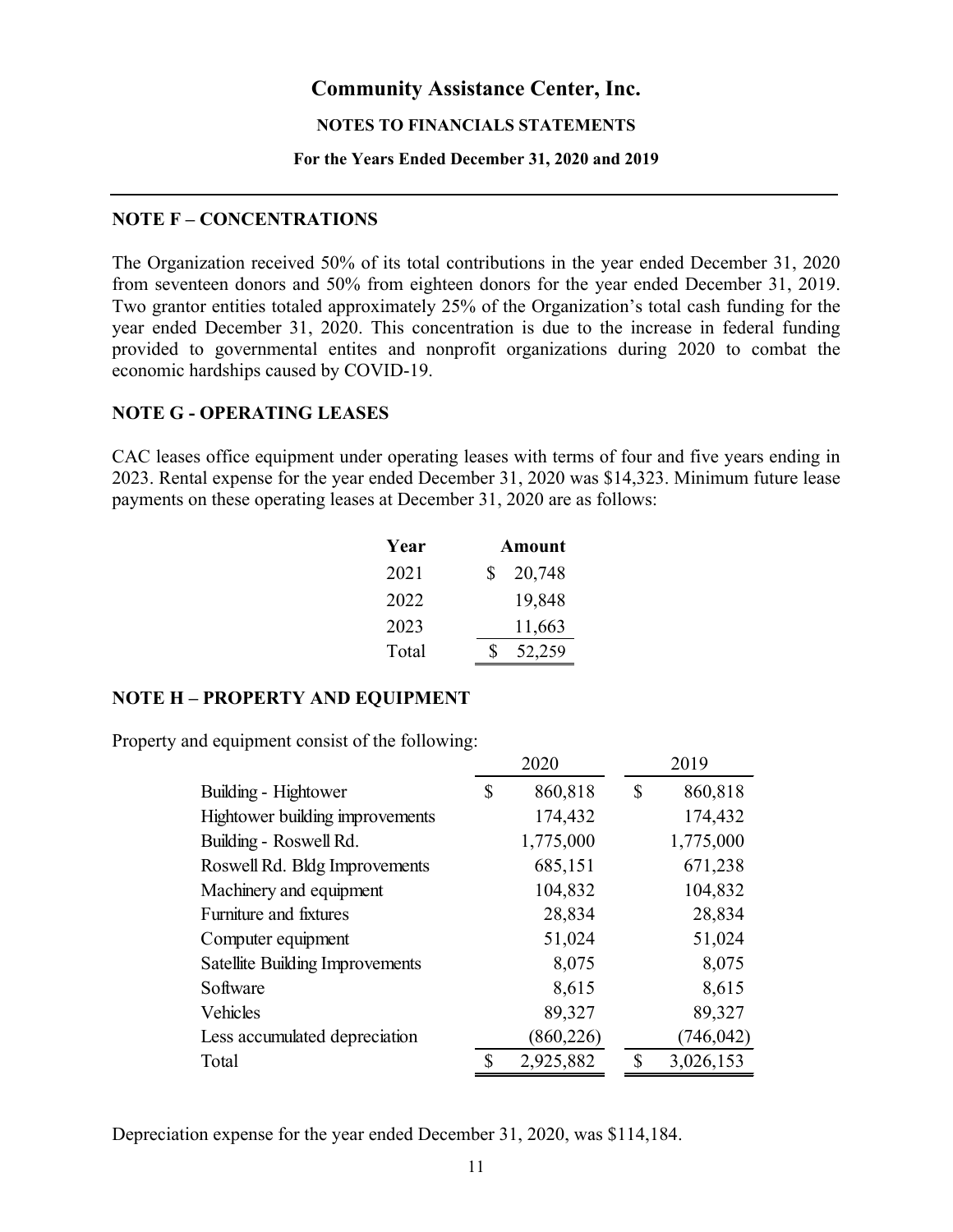# Community Assistance Center, Inc.

**NOTES TO FINANCIALS STATEMENTS**

**For the Years Ended December 31, 2020 and 2019**

## NOTE F – CONCENTRATIONS

The Organization received 50% of its total contributions in the year ended December 31, 2020 from seventeen donors and 50% from eighteen donors for the year ended December 31, 2019. Two grantor entities totaled approximately 25% of the Organization's total cash funding for the year ended December 31, 2020. This concentration is due to the increase in federal funding provided to governmental entites and nonprofit organizations during 2020 to combat the economic hardships caused by COVID-19.

## NOTE G - OPERATING LEASES

CAC leases office equipment under operating leases with terms of four and five years ending in 2023. Rental expense for the year ended December 31, 2020 was $14,323. Minimum future lease payments on these operating leases at December 31, 2020 are as follows:

| Year | Amount |
|---|---|
| 2021 | $ 20,748 |
| 2022 | 19,848 |
| 2023 | 11,663 |
| Total | $ 52,259 |

## NOTE H – PROPERTY AND EQUIPMENT

Property and equipment consist of the following:

| | 2020 | 2019 |
|---|---|---|
| Building - Hightower | $ 860,818 | $ 860,818 |
| Hightower building improvements | 174,432 | 174,432 |
| Building - Roswell Rd. | 1,775,000 | 1,775,000 |
| Roswell Rd. Bldg Improvements | 685,151 | 671,238 |
| Machinery and equipment | 104,832 | 104,832 |
| Furniture and fixtures | 28,834 | 28,834 |
| Computer equipment | 51,024 | 51,024 |
| Satellite Building Improvements | 8,075 | 8,075 |
| Software | 8,615 | 8,615 |
| Vehicles | 89,327 | 89,327 |
| Less accumulated depreciation | (860,226) | (746,042) |
| Total | $ 2,925,882 | $ 3,026,153 |

Depreciation expense for the year ended December 31, 2020, was $114,184.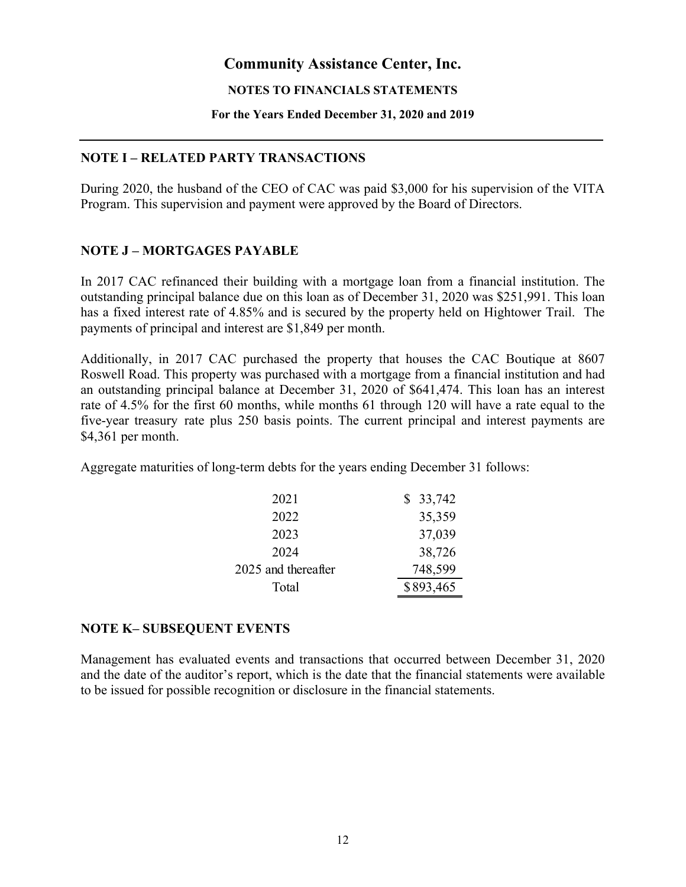# Community Assistance Center, Inc.

**NOTES TO FINANCIALS STATEMENTS**

**For the Years Ended December 31, 2020 and 2019**

---

## NOTE I – RELATED PARTY TRANSACTIONS

During 2020, the husband of the CEO of CAC was paid $3,000 for his supervision of the VITA Program. This supervision and payment were approved by the Board of Directors.

## NOTE J – MORTGAGES PAYABLE

In 2017 CAC refinanced their building with a mortgage loan from a financial institution. The outstanding principal balance due on this loan as of December 31, 2020 was $251,991. This loan has a fixed interest rate of 4.85% and is secured by the property held on Hightower Trail. The payments of principal and interest are $1,849 per month.

Additionally, in 2017 CAC purchased the property that houses the CAC Boutique at 8607 Roswell Road. This property was purchased with a mortgage from a financial institution and had an outstanding principal balance at December 31, 2020 of $641,474. This loan has an interest rate of 4.5% for the first 60 months, while months 61 through 120 will have a rate equal to the five-year treasury rate plus 250 basis points. The current principal and interest payments are $4,361 per month.

Aggregate maturities of long-term debts for the years ending December 31 follows:

| | |
|---|---|
| 2021 | $ 33,742 |
| 2022 | 35,359 |
| 2023 | 37,039 |
| 2024 | 38,726 |
| 2025 and thereafter | 748,599 |
| Total | $893,465 |

## NOTE K– SUBSEQUENT EVENTS

Management has evaluated events and transactions that occurred between December 31, 2020 and the date of the auditor's report, which is the date that the financial statements were available to be issued for possible recognition or disclosure in the financial statements.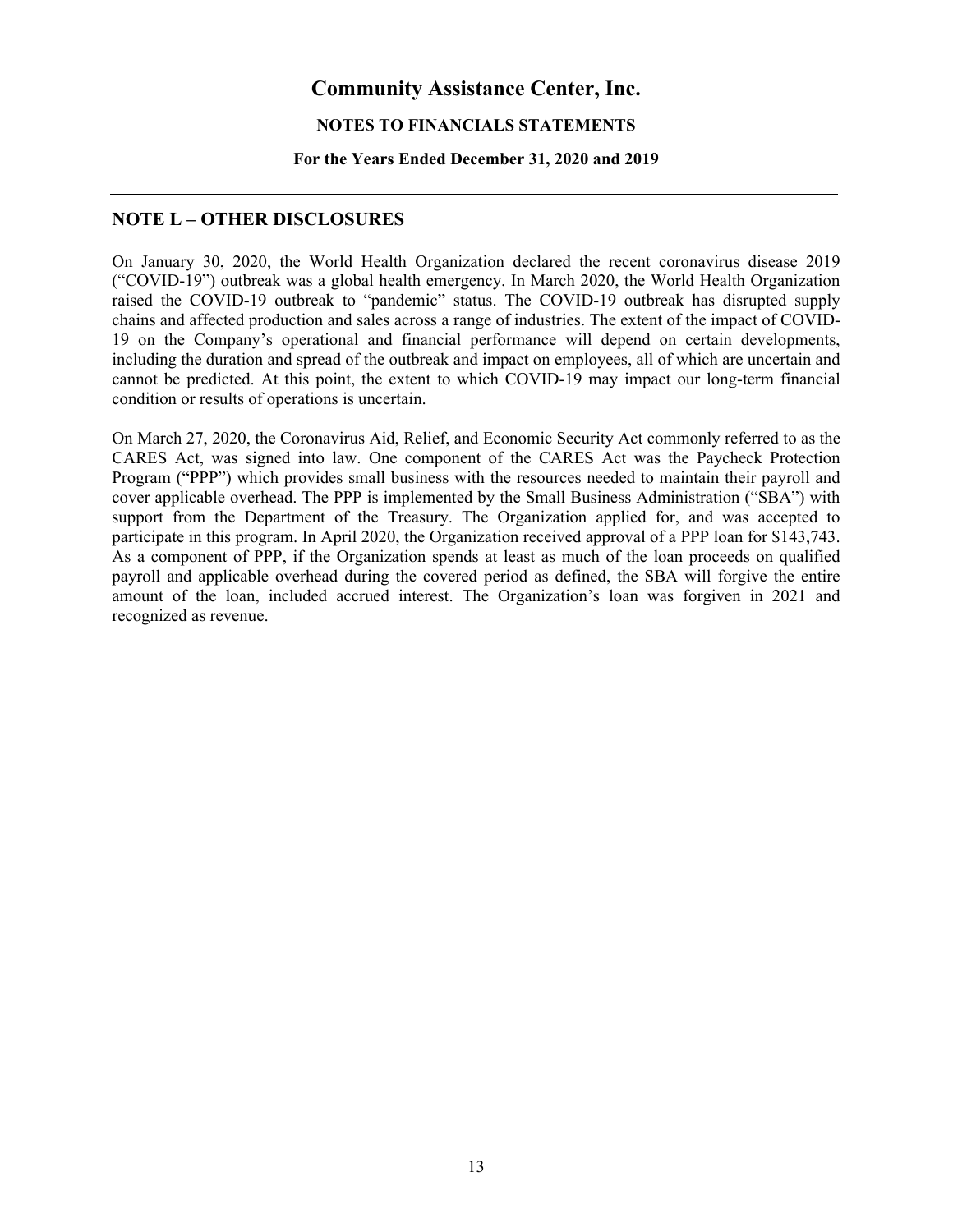# Community Assistance Center, Inc.

**NOTES TO FINANCIALS STATEMENTS**

**For the Years Ended December 31, 2020 and 2019**

## NOTE L – OTHER DISCLOSURES

On January 30, 2020, the World Health Organization declared the recent coronavirus disease 2019 ("COVID-19") outbreak was a global health emergency. In March 2020, the World Health Organization raised the COVID-19 outbreak to "pandemic" status. The COVID-19 outbreak has disrupted supply chains and affected production and sales across a range of industries. The extent of the impact of COVID-19 on the Company's operational and financial performance will depend on certain developments, including the duration and spread of the outbreak and impact on employees, all of which are uncertain and cannot be predicted. At this point, the extent to which COVID-19 may impact our long-term financial condition or results of operations is uncertain.

On March 27, 2020, the Coronavirus Aid, Relief, and Economic Security Act commonly referred to as the CARES Act, was signed into law. One component of the CARES Act was the Paycheck Protection Program ("PPP") which provides small business with the resources needed to maintain their payroll and cover applicable overhead. The PPP is implemented by the Small Business Administration ("SBA") with support from the Department of the Treasury. The Organization applied for, and was accepted to participate in this program. In April 2020, the Organization received approval of a PPP loan for $143,743. As a component of PPP, if the Organization spends at least as much of the loan proceeds on qualified payroll and applicable overhead during the covered period as defined, the SBA will forgive the entire amount of the loan, included accrued interest. The Organization's loan was forgiven in 2021 and recognized as revenue.